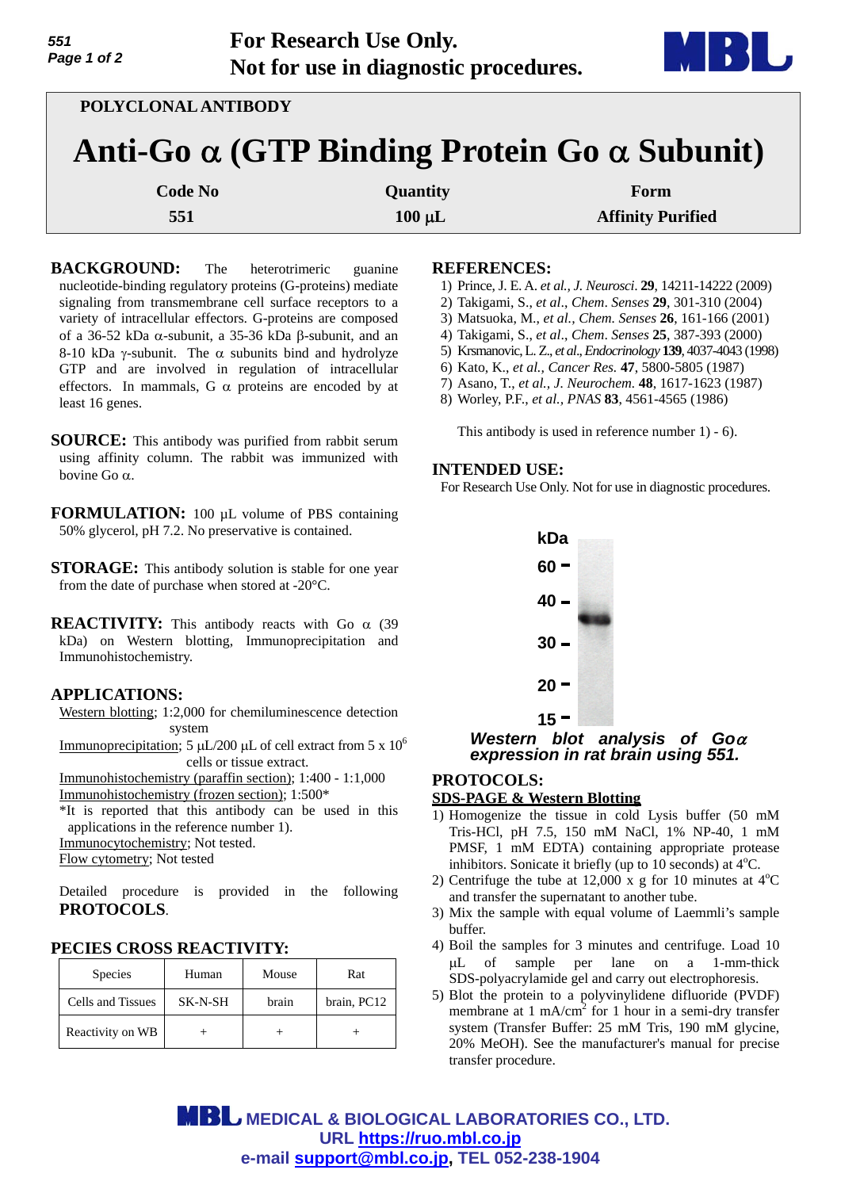For Research Use Only.
Not for use in diagnostic procedures.

POLYCLONAL ANTIBODY

# Anti-Go α (GTP Binding Protein Go α Subunit)

| Code No | Quantity | Form |
|---|---|---|
| 551 | 100 µL | Affinity Purified |

**BACKGROUND:** The heterotrimeric guanine nucleotide-binding regulatory proteins (G-proteins) mediate signaling from transmembrane cell surface receptors to a variety of intracellular effectors. G-proteins are composed of a 36-52 kDa α-subunit, a 35-36 kDa β-subunit, and an 8-10 kDa γ-subunit. The α subunits bind and hydrolyze GTP and are involved in regulation of intracellular effectors. In mammals, G α proteins are encoded by at least 16 genes.

**SOURCE:** This antibody was purified from rabbit serum using affinity column. The rabbit was immunized with bovine Go α.

**FORMULATION:** 100 µL volume of PBS containing 50% glycerol, pH 7.2. No preservative is contained.

**STORAGE:** This antibody solution is stable for one year from the date of purchase when stored at -20°C.

**REACTIVITY:** This antibody reacts with Go α (39 kDa) on Western blotting, Immunoprecipitation and Immunohistochemistry.

## APPLICATIONS:

Western blotting; 1:2,000 for chemiluminescence detection system
Immunoprecipitation; 5 µL/200 µL of cell extract from 5 x $10^6$ cells or tissue extract.
Immunohistochemistry (paraffin section); 1:400 - 1:1,000
Immunohistochemistry (frozen section); 1:500*
*It is reported that this antibody can be used in this applications in the reference number 1).
Immunocytochemistry; Not tested.
Flow cytometry; Not tested

Detailed procedure is provided in the following **PROTOCOLS**.

## PECIES CROSS REACTIVITY:

| Species | Human | Mouse | Rat |
|---|---|---|---|
| Cells and Tissues | SK-N-SH | brain | brain, PC12 |
| Reactivity on WB | + | + | + |

## REFERENCES:

1) Prince, J. E. A. *et al., J. Neurosci*. **29**, 14211-14222 (2009)
2) Takigami, S., *et al*., *Chem*. *Senses* **29**, 301-310 (2004)
3) Matsuoka, M., *et al., Chem. Senses* **26**, 161-166 (2001)
4) Takigami, S., *et al*., *Chem*. *Senses* **25**, 387-393 (2000)
5) Krsmanovic, L. Z., *et al*., *Endocrinology* **139**, 4037-4043 (1998)
6) Kato, K., *et al., Cancer Res.* **47**, 5800-5805 (1987)
7) Asano, T., *et al., J. Neurochem.* **48**, 1617-1623 (1987)
8) Worley, P.F., *et al., PNAS* **83**, 4561-4565 (1986)

This antibody is used in reference number 1) - 6).

## INTENDED USE:

For Research Use Only. Not for use in diagnostic procedures.

***Western blot analysis of Goα expression in rat brain using 551.***

## PROTOCOLS:

### SDS-PAGE & Western Blotting

1) Homogenize the tissue in cold Lysis buffer (50 mM Tris-HCl, pH 7.5, 150 mM NaCl, 1% NP-40, 1 mM PMSF, 1 mM EDTA) containing appropriate protease inhibitors. Sonicate it briefly (up to 10 seconds) at 4°C.
2) Centrifuge the tube at 12,000 x g for 10 minutes at 4°C and transfer the supernatant to another tube.
3) Mix the sample with equal volume of Laemmli's sample buffer.
4) Boil the samples for 3 minutes and centrifuge. Load 10 µL of sample per lane on a 1-mm-thick SDS-polyacrylamide gel and carry out electrophoresis.
5) Blot the protein to a polyvinylidene difluoride (PVDF) membrane at 1 mA/$cm^2$ for 1 hour in a semi-dry transfer system (Transfer Buffer: 25 mM Tris, 190 mM glycine, 20% MeOH). See the manufacturer's manual for precise transfer procedure.

MEDICAL & BIOLOGICAL LABORATORIES CO., LTD.
URL https://ruo.mbl.co.jp
e-mail support@mbl.co.jp, TEL 052-238-1904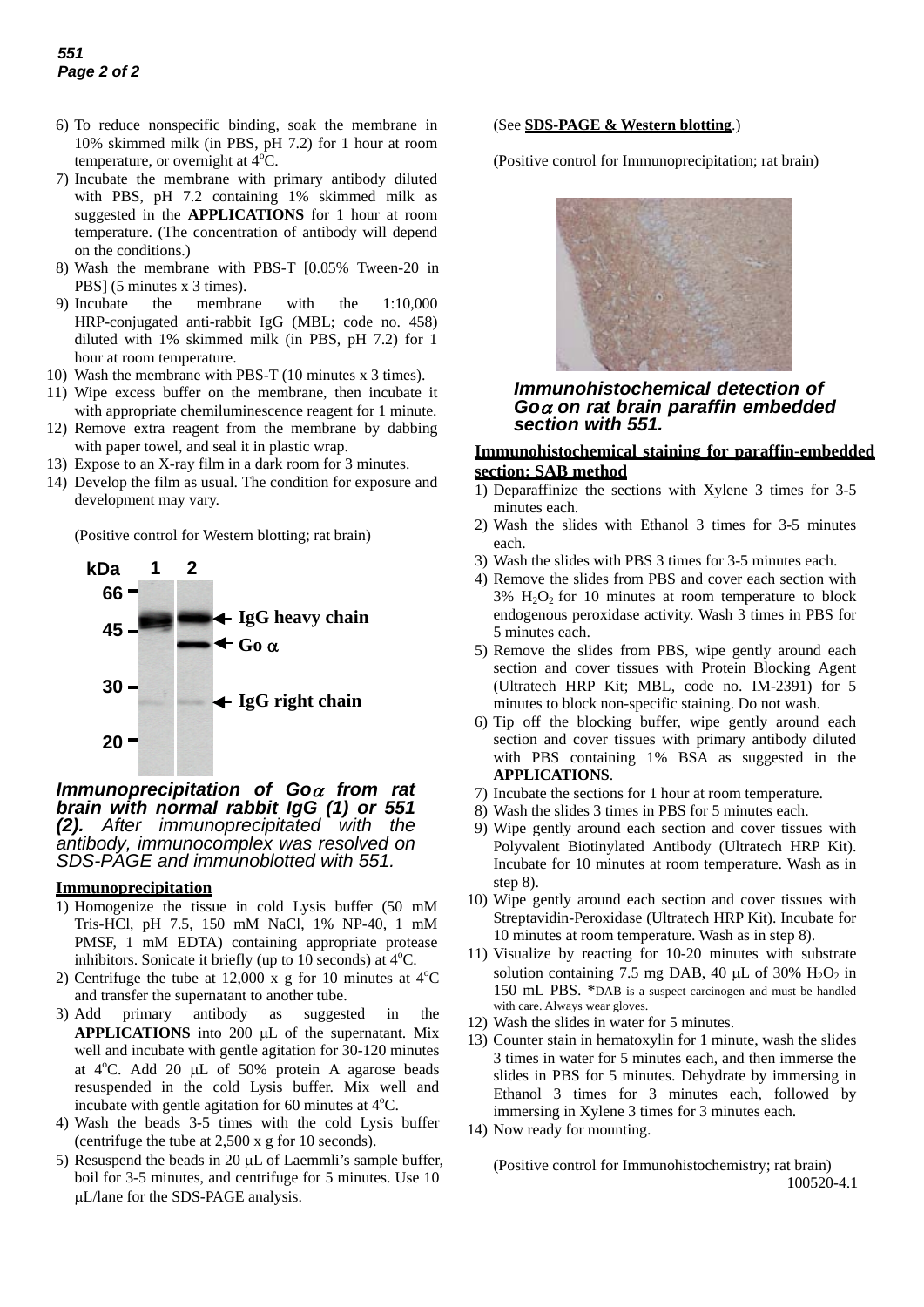6) To reduce nonspecific binding, soak the membrane in 10% skimmed milk (in PBS, pH 7.2) for 1 hour at room temperature, or overnight at 4°C.
7) Incubate the membrane with primary antibody diluted with PBS, pH 7.2 containing 1% skimmed milk as suggested in the **APPLICATIONS** for 1 hour at room temperature. (The concentration of antibody will depend on the conditions.)
8) Wash the membrane with PBS-T [0.05% Tween-20 in PBS] (5 minutes x 3 times).
9) Incubate the membrane with the 1:10,000 HRP-conjugated anti-rabbit IgG (MBL; code no. 458) diluted with 1% skimmed milk (in PBS, pH 7.2) for 1 hour at room temperature.
10) Wash the membrane with PBS-T (10 minutes x 3 times).
11) Wipe excess buffer on the membrane, then incubate it with appropriate chemiluminescence reagent for 1 minute.
12) Remove extra reagent from the membrane by dabbing with paper towel, and seal it in plastic wrap.
13) Expose to an X-ray film in a dark room for 3 minutes.
14) Develop the film as usual. The condition for exposure and development may vary.

(Positive control for Western blotting; rat brain)

kDa 1 2
66
45
30
20
IgG heavy chain
Go α
IgG right chain

***Immunoprecipitation of Go$\alpha$ from rat brain with normal rabbit IgG (1) or 551 (2).*** *After immunoprecipitated with the antibody, immunocomplex was resolved on SDS-PAGE and immunoblotted with 551.*

**Immunoprecipitation**

1) Homogenize the tissue in cold Lysis buffer (50 mM Tris-HCl, pH 7.5, 150 mM NaCl, 1% NP-40, 1 mM PMSF, 1 mM EDTA) containing appropriate protease inhibitors. Sonicate it briefly (up to 10 seconds) at 4°C.
2) Centrifuge the tube at 12,000 x g for 10 minutes at 4°C and transfer the supernatant to another tube.
3) Add primary antibody as suggested in the **APPLICATIONS** into 200 μL of the supernatant. Mix well and incubate with gentle agitation for 30-120 minutes at 4°C. Add 20 μL of 50% protein A agarose beads resuspended in the cold Lysis buffer. Mix well and incubate with gentle agitation for 60 minutes at 4°C.
4) Wash the beads 3-5 times with the cold Lysis buffer (centrifuge the tube at 2,500 x g for 10 seconds).
5) Resuspend the beads in 20 μL of Laemmli's sample buffer, boil for 3-5 minutes, and centrifuge for 5 minutes. Use 10 μL/lane for the SDS-PAGE analysis.

(See **SDS-PAGE & Western blotting**.)

(Positive control for Immunoprecipitation; rat brain)

***Immunohistochemical detection of Go$\alpha$ on rat brain paraffin embedded section with 551.***

**Immunohistochemical staining for paraffin-embedded section: SAB method**

1) Deparaffinize the sections with Xylene 3 times for 3-5 minutes each.
2) Wash the slides with Ethanol 3 times for 3-5 minutes each.
3) Wash the slides with PBS 3 times for 3-5 minutes each.
4) Remove the slides from PBS and cover each section with 3% $H_2O_2$ for 10 minutes at room temperature to block endogenous peroxidase activity. Wash 3 times in PBS for 5 minutes each.
5) Remove the slides from PBS, wipe gently around each section and cover tissues with Protein Blocking Agent (Ultratech HRP Kit; MBL, code no. IM-2391) for 5 minutes to block non-specific staining. Do not wash.
6) Tip off the blocking buffer, wipe gently around each section and cover tissues with primary antibody diluted with PBS containing 1% BSA as suggested in the **APPLICATIONS**.
7) Incubate the sections for 1 hour at room temperature.
8) Wash the slides 3 times in PBS for 5 minutes each.
9) Wipe gently around each section and cover tissues with Polyvalent Biotinylated Antibody (Ultratech HRP Kit). Incubate for 10 minutes at room temperature. Wash as in step 8).
10) Wipe gently around each section and cover tissues with Streptavidin-Peroxidase (Ultratech HRP Kit). Incubate for 10 minutes at room temperature. Wash as in step 8).
11) Visualize by reacting for 10-20 minutes with substrate solution containing 7.5 mg DAB, 40 μL of 30% $H_2O_2$ in 150 mL PBS. *DAB is a suspect carcinogen and must be handled with care. Always wear gloves.
12) Wash the slides in water for 5 minutes.
13) Counter stain in hematoxylin for 1 minute, wash the slides 3 times in water for 5 minutes each, and then immerse the slides in PBS for 5 minutes. Dehydrate by immersing in Ethanol 3 times for 3 minutes each, followed by immersing in Xylene 3 times for 3 minutes each.
14) Now ready for mounting.

(Positive control for Immunohistochemistry; rat brain)

100520-4.1